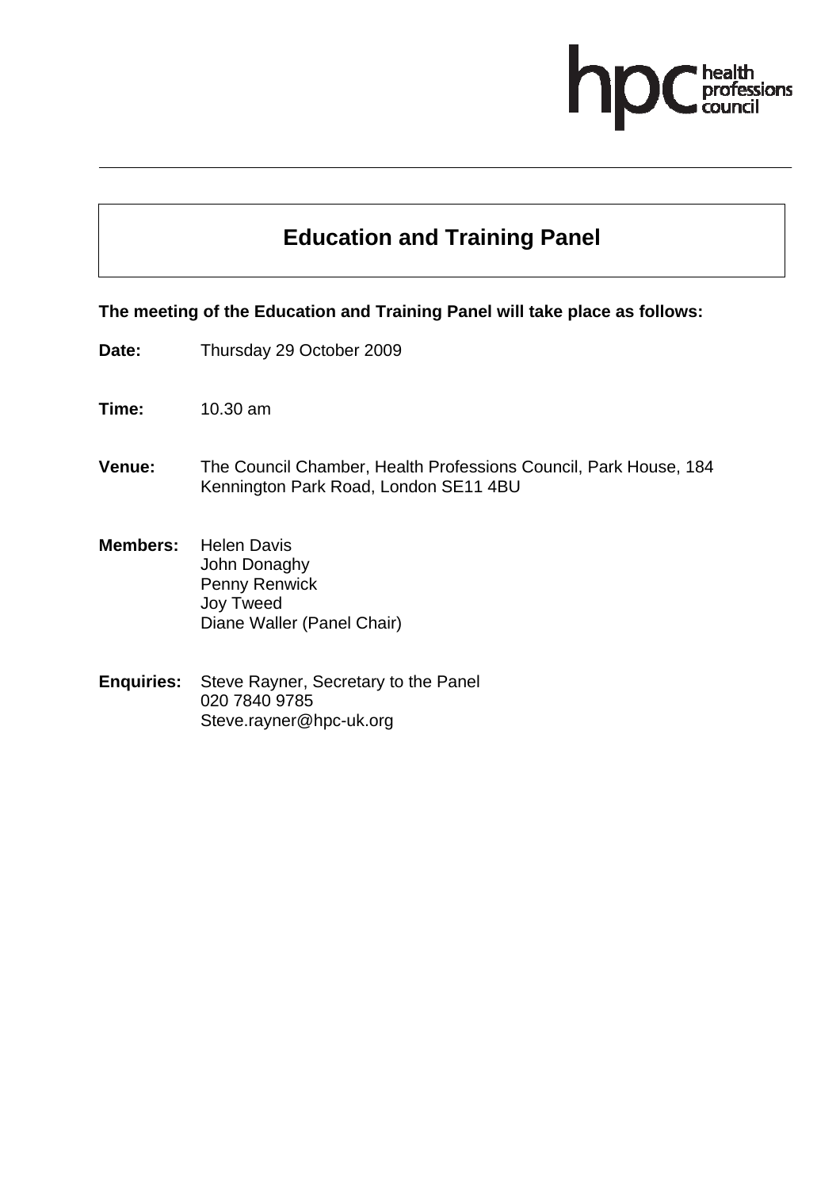# Education and Training Panel

**The meeting of the Education and Training Panel will take place as follows:**

**Date:** Thursday 29 October 2009

**Time:** 10.30 am

**Venue:** The Council Chamber, Health Professions Council, Park House, 184 Kennington Park Road, London SE11 4BU

**Members:** Helen Davis
John Donaghy
Penny Renwick
Joy Tweed
Diane Waller (Panel Chair)

**Enquiries:** Steve Rayner, Secretary to the Panel
020 7840 9785
Steve.rayner@hpc-uk.org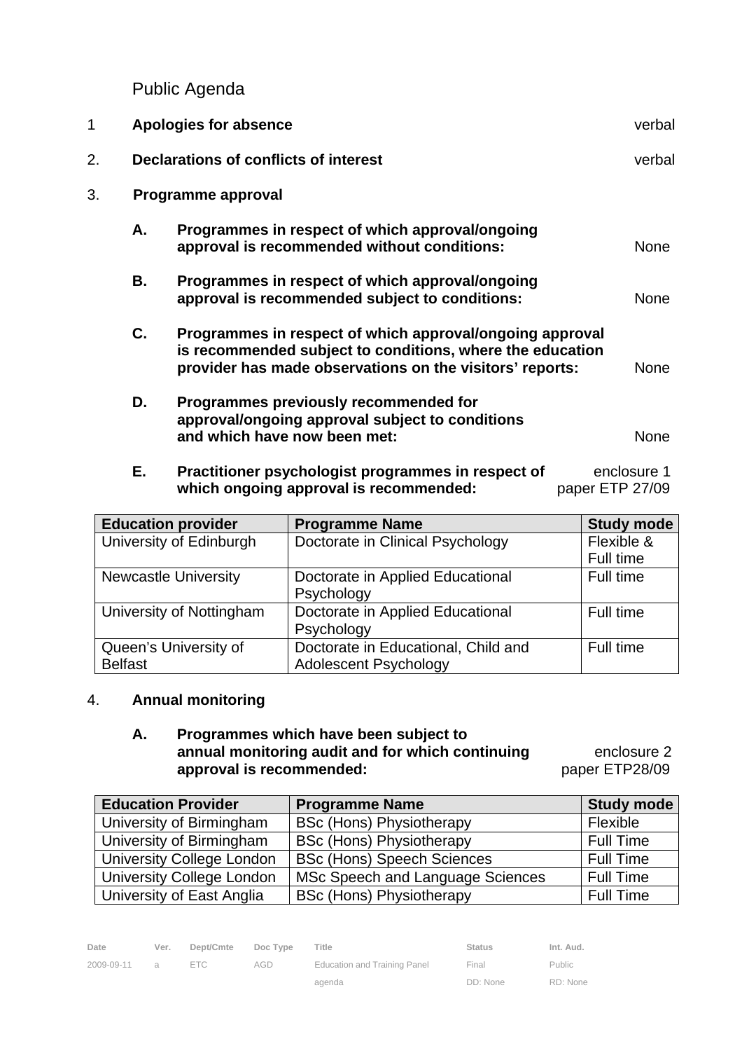Public Agenda

1 **Apologies for absence** verbal

2. **Declarations of conflicts of interest** verbal

3. **Programme approval**

**A. Programmes in respect of which approval/ongoing approval is recommended without conditions:** None

**B. Programmes in respect of which approval/ongoing approval is recommended subject to conditions:** None

**C. Programmes in respect of which approval/ongoing approval is recommended subject to conditions, where the education provider has made observations on the visitors' reports:** None

**D. Programmes previously recommended for approval/ongoing approval subject to conditions and which have now been met:** None

**E. Practitioner psychologist programmes in respect of which ongoing approval is recommended:** enclosure 1 paper ETP 27/09

| Education provider | Programme Name | Study mode |
| --- | --- | --- |
| University of Edinburgh | Doctorate in Clinical Psychology | Flexible & Full time |
| Newcastle University | Doctorate in Applied Educational Psychology | Full time |
| University of Nottingham | Doctorate in Applied Educational Psychology | Full time |
| Queen's University of Belfast | Doctorate in Educational, Child and Adolescent Psychology | Full time |

4. **Annual monitoring**

**A. Programmes which have been subject to annual monitoring audit and for which continuing approval is recommended:** enclosure 2 paper ETP28/09

| Education Provider | Programme Name | Study mode |
| --- | --- | --- |
| University of Birmingham | BSc (Hons) Physiotherapy | Flexible |
| University of Birmingham | BSc (Hons) Physiotherapy | Full Time |
| University College London | BSc (Hons) Speech Sciences | Full Time |
| University College London | MSc Speech and Language Sciences | Full Time |
| University of East Anglia | BSc (Hons) Physiotherapy | Full Time |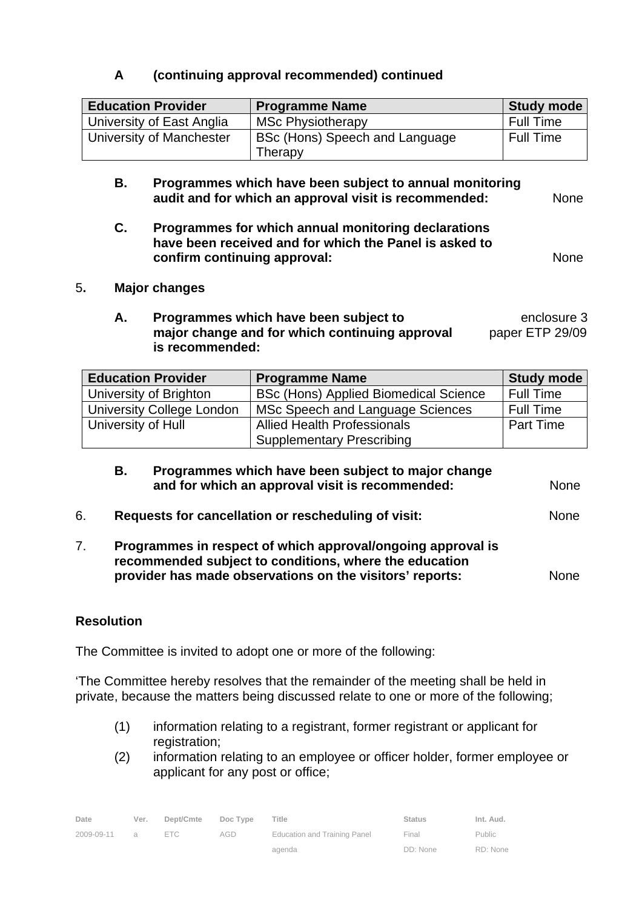**A (continuing approval recommended) continued**

| Education Provider | Programme Name | Study mode |
|---|---|---|
| University of East Anglia | MSc Physiotherapy | Full Time |
| University of Manchester | BSc (Hons) Speech and Language Therapy | Full Time |

**B. Programmes which have been subject to annual monitoring audit and for which an approval visit is recommended:** None

**C. Programmes for which annual monitoring declarations have been received and for which the Panel is asked to confirm continuing approval:** None

5. **Major changes**

**A. Programmes which have been subject to major change and for which continuing approval is recommended:** enclosure 3 paper ETP 29/09

| Education Provider | Programme Name | Study mode |
|---|---|---|
| University of Brighton | BSc (Hons) Applied Biomedical Science | Full Time |
| University College London | MSc Speech and Language Sciences | Full Time |
| University of Hull | Allied Health Professionals Supplementary Prescribing | Part Time |

**B. Programmes which have been subject to major change and for which an approval visit is recommended:** None

6. **Requests for cancellation or rescheduling of visit:** None

7. **Programmes in respect of which approval/ongoing approval is recommended subject to conditions, where the education provider has made observations on the visitors' reports:** None

**Resolution**

The Committee is invited to adopt one or more of the following:

'The Committee hereby resolves that the remainder of the meeting shall be held in private, because the matters being discussed relate to one or more of the following;

(1) information relating to a registrant, former registrant or applicant for registration;

(2) information relating to an employee or officer holder, former employee or applicant for any post or office;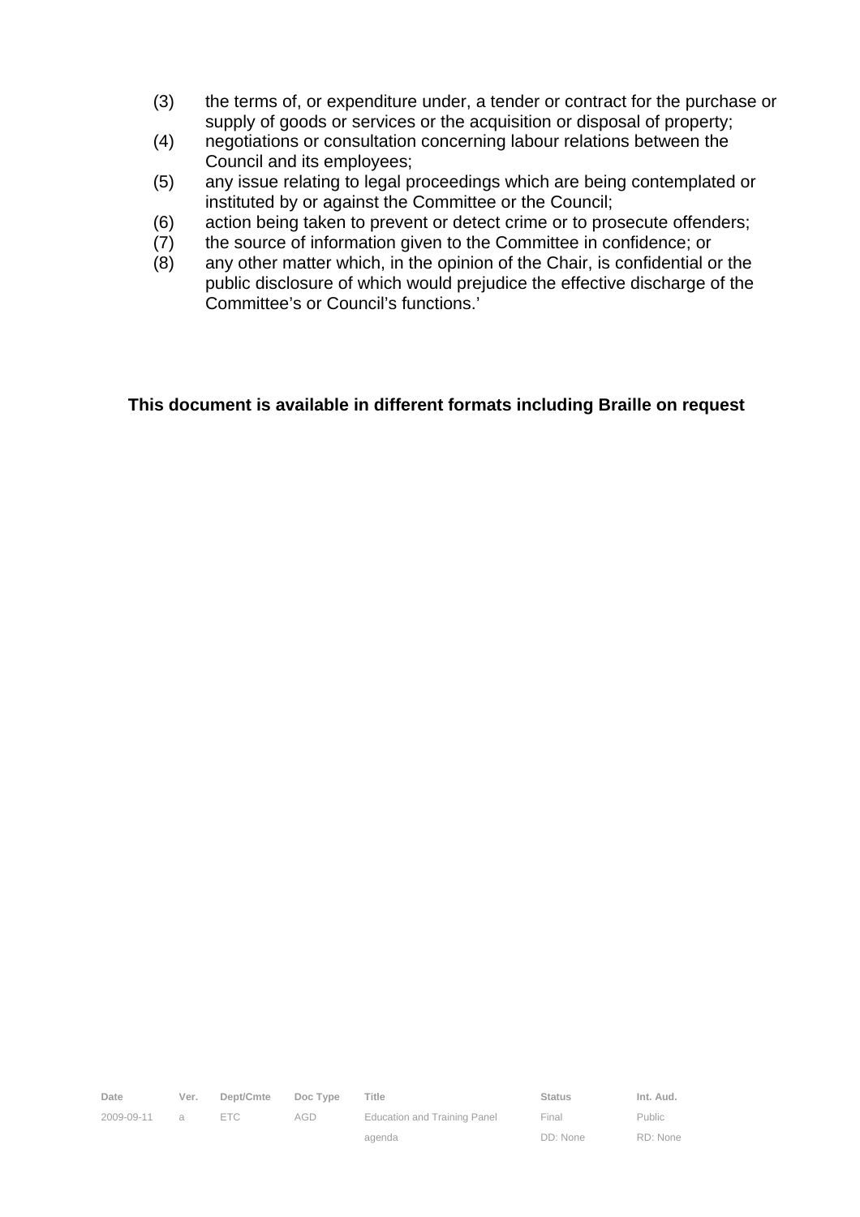(3) the terms of, or expenditure under, a tender or contract for the purchase or supply of goods or services or the acquisition or disposal of property;

(4) negotiations or consultation concerning labour relations between the Council and its employees;

(5) any issue relating to legal proceedings which are being contemplated or instituted by or against the Committee or the Council;

(6) action being taken to prevent or detect crime or to prosecute offenders;

(7) the source of information given to the Committee in confidence; or

(8) any other matter which, in the opinion of the Chair, is confidential or the public disclosure of which would prejudice the effective discharge of the Committee's or Council's functions.'

**This document is available in different formats including Braille on request**